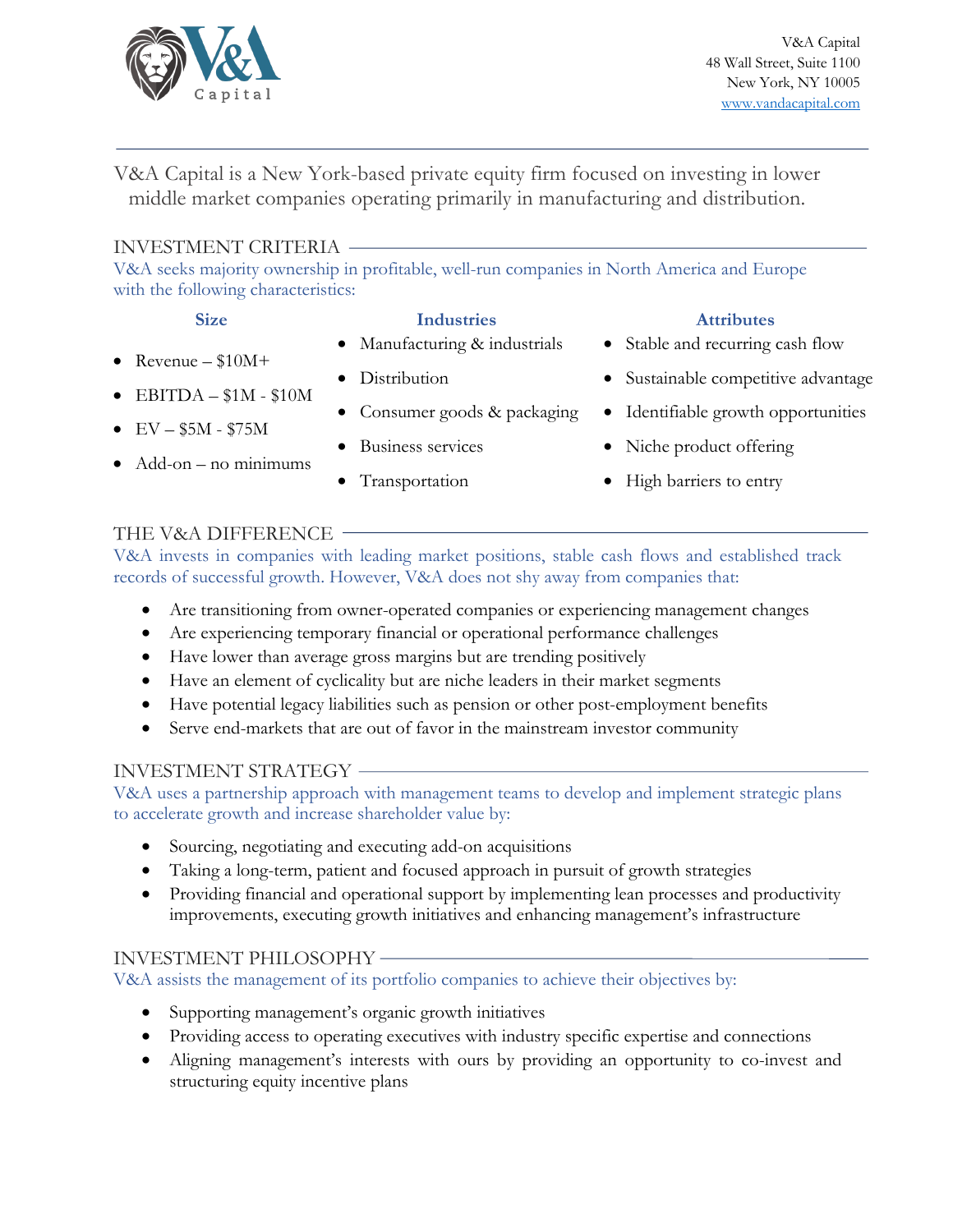V&A Capital
48 Wall Street, Suite 1100
New York, NY 10005
www.vandacapital.com

V&A Capital is a New York-based private equity firm focused on investing in lower middle market companies operating primarily in manufacturing and distribution.

## INVESTMENT CRITERIA

V&A seeks majority ownership in profitable, well-run companies in North America and Europe with the following characteristics:

**Size**

- Revenue – $10M+
- EBITDA – $1M - $10M
- EV – $5M - $75M
- Add-on – no minimums

**Industries**

- Manufacturing & industrials
- Distribution
- Consumer goods & packaging
- Business services
- Transportation

**Attributes**

- Stable and recurring cash flow
- Sustainable competitive advantage
- Identifiable growth opportunities
- Niche product offering
- High barriers to entry

## THE V&A DIFFERENCE

V&A invests in companies with leading market positions, stable cash flows and established track records of successful growth. However, V&A does not shy away from companies that:

- Are transitioning from owner-operated companies or experiencing management changes
- Are experiencing temporary financial or operational performance challenges
- Have lower than average gross margins but are trending positively
- Have an element of cyclicality but are niche leaders in their market segments
- Have potential legacy liabilities such as pension or other post-employment benefits
- Serve end-markets that are out of favor in the mainstream investor community

## INVESTMENT STRATEGY

V&A uses a partnership approach with management teams to develop and implement strategic plans to accelerate growth and increase shareholder value by:

- Sourcing, negotiating and executing add-on acquisitions
- Taking a long-term, patient and focused approach in pursuit of growth strategies
- Providing financial and operational support by implementing lean processes and productivity improvements, executing growth initiatives and enhancing management's infrastructure

## INVESTMENT PHILOSOPHY

V&A assists the management of its portfolio companies to achieve their objectives by:

- Supporting management's organic growth initiatives
- Providing access to operating executives with industry specific expertise and connections
- Aligning management's interests with ours by providing an opportunity to co-invest and structuring equity incentive plans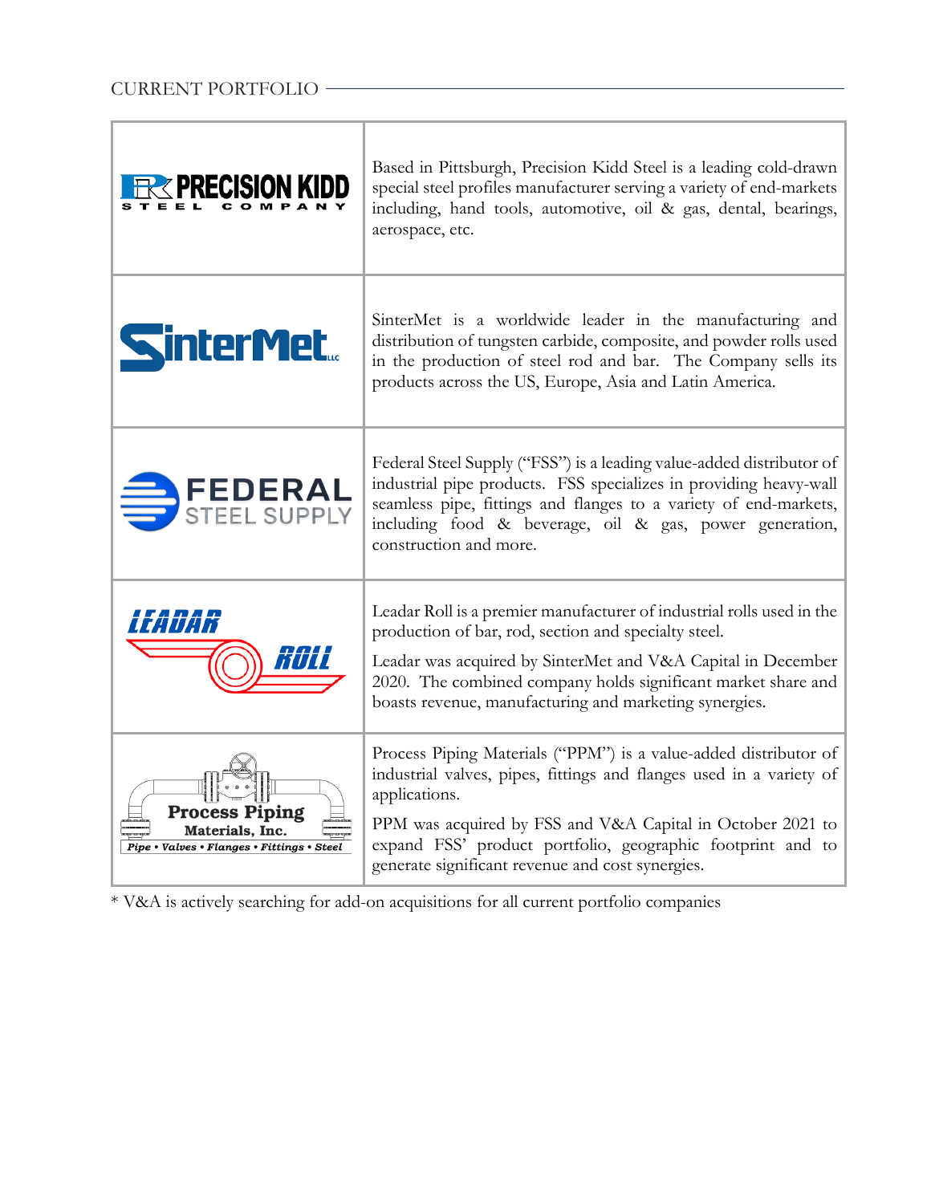## CURRENT PORTFOLIO

| Company | Description |
| --- | --- |
| PRECISION KIDD STEEL COMPANY | Based in Pittsburgh, Precision Kidd Steel is a leading cold-drawn special steel profiles manufacturer serving a variety of end-markets including, hand tools, automotive, oil & gas, dental, bearings, aerospace, etc. |
| SinterMet LLC | SinterMet is a worldwide leader in the manufacturing and distribution of tungsten carbide, composite, and powder rolls used in the production of steel rod and bar. The Company sells its products across the US, Europe, Asia and Latin America. |
| FEDERAL STEEL SUPPLY | Federal Steel Supply ("FSS") is a leading value-added distributor of industrial pipe products. FSS specializes in providing heavy-wall seamless pipe, fittings and flanges to a variety of end-markets, including food & beverage, oil & gas, power generation, construction and more. |
| LEADAR ROLL | Leadar Roll is a premier manufacturer of industrial rolls used in the production of bar, rod, section and specialty steel.<br><br>Leadar was acquired by SinterMet and V&A Capital in December 2020. The combined company holds significant market share and boasts revenue, manufacturing and marketing synergies. |
| Process Piping Materials, Inc. — Pipe • Valves • Flanges • Fittings • Steel | Process Piping Materials ("PPM") is a value-added distributor of industrial valves, pipes, fittings and flanges used in a variety of applications.<br><br>PPM was acquired by FSS and V&A Capital in October 2021 to expand FSS' product portfolio, geographic footprint and to generate significant revenue and cost synergies. |

* V&A is actively searching for add-on acquisitions for all current portfolio companies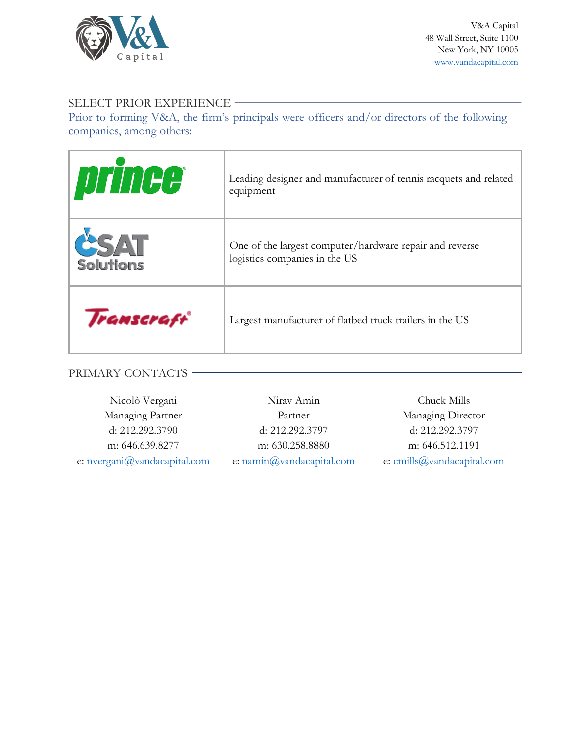V&A Capital
48 Wall Street, Suite 1100
New York, NY 10005
www.vandacapital.com

## SELECT PRIOR EXPERIENCE

Prior to forming V&A, the firm's principals were officers and/or directors of the following companies, among others:

| | |
|---|---|
| prince | Leading designer and manufacturer of tennis racquets and related equipment |
| CSAT Solutions | One of the largest computer/hardware repair and reverse logistics companies in the US |
| Transcraft | Largest manufacturer of flatbed truck trailers in the US |

## PRIMARY CONTACTS

Nicolò Vergani
Managing Partner
d: 212.292.3790
m: 646.639.8277
e: nvergani@vandacapital.com

Nirav Amin
Partner
d: 212.292.3797
m: 630.258.8880
e: namin@vandacapital.com

Chuck Mills
Managing Director
d: 212.292.3797
m: 646.512.1191
e: cmills@vandacapital.com